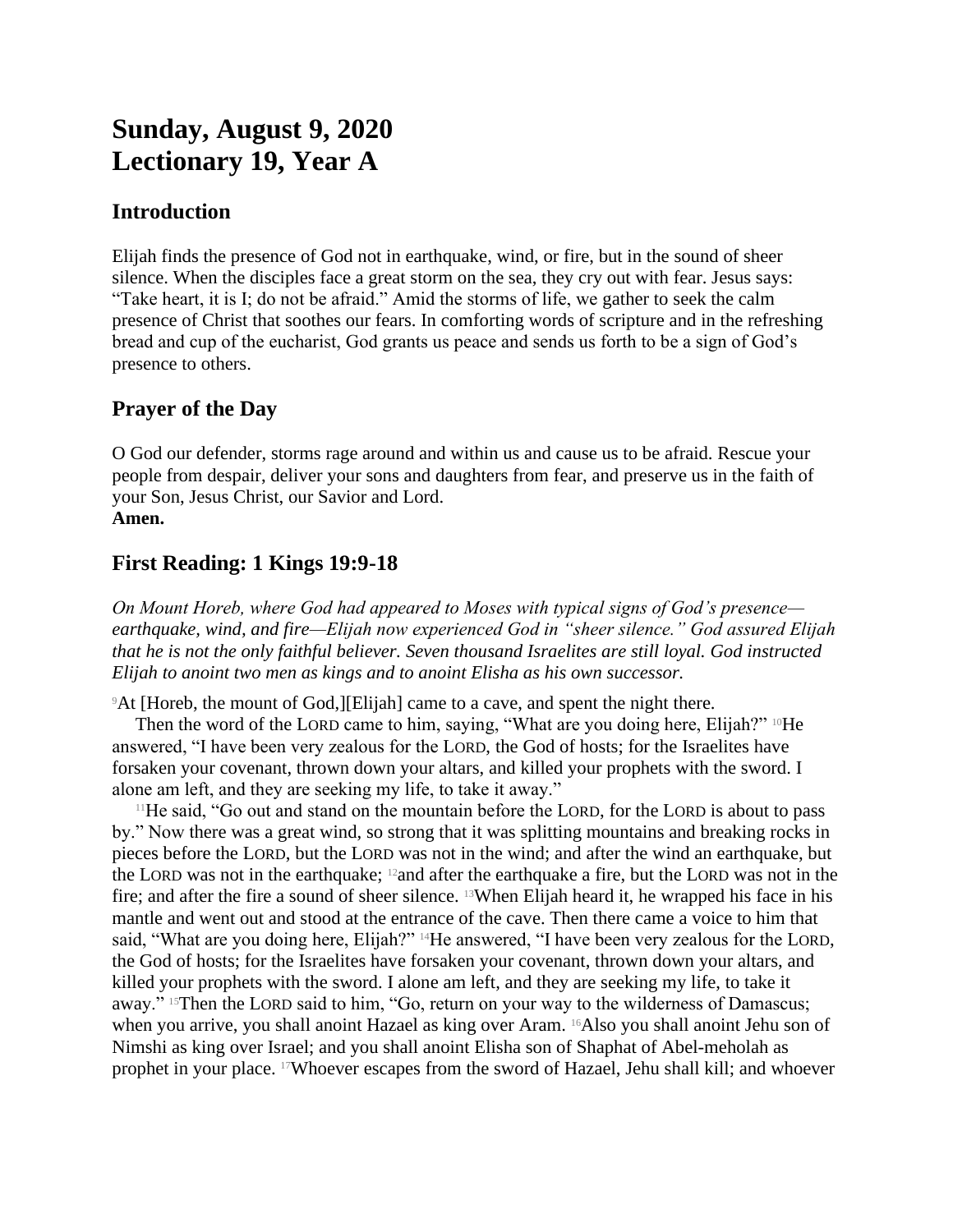# Sunday, August 9, 2020
# Lectionary 19, Year A

## Introduction

Elijah finds the presence of God not in earthquake, wind, or fire, but in the sound of sheer silence. When the disciples face a great storm on the sea, they cry out with fear. Jesus says: "Take heart, it is I; do not be afraid." Amid the storms of life, we gather to seek the calm presence of Christ that soothes our fears. In comforting words of scripture and in the refreshing bread and cup of the eucharist, God grants us peace and sends us forth to be a sign of God's presence to others.

## Prayer of the Day

O God our defender, storms rage around and within us and cause us to be afraid. Rescue your people from despair, deliver your sons and daughters from fear, and preserve us in the faith of your Son, Jesus Christ, our Savior and Lord.
**Amen.**

## First Reading: 1 Kings 19:9-18

*On Mount Horeb, where God had appeared to Moses with typical signs of God's presence—earthquake, wind, and fire—Elijah now experienced God in "sheer silence." God assured Elijah that he is not the only faithful believer. Seven thousand Israelites are still loyal. God instructed Elijah to anoint two men as kings and to anoint Elisha as his own successor.*

9At [Horeb, the mount of God,][Elijah] came to a cave, and spent the night there.

Then the word of the LORD came to him, saying, "What are you doing here, Elijah?" 10He answered, "I have been very zealous for the LORD, the God of hosts; for the Israelites have forsaken your covenant, thrown down your altars, and killed your prophets with the sword. I alone am left, and they are seeking my life, to take it away."

11He said, "Go out and stand on the mountain before the LORD, for the LORD is about to pass by." Now there was a great wind, so strong that it was splitting mountains and breaking rocks in pieces before the LORD, but the LORD was not in the wind; and after the wind an earthquake, but the LORD was not in the earthquake; 12and after the earthquake a fire, but the LORD was not in the fire; and after the fire a sound of sheer silence. 13When Elijah heard it, he wrapped his face in his mantle and went out and stood at the entrance of the cave. Then there came a voice to him that said, "What are you doing here, Elijah?" 14He answered, "I have been very zealous for the LORD, the God of hosts; for the Israelites have forsaken your covenant, thrown down your altars, and killed your prophets with the sword. I alone am left, and they are seeking my life, to take it away." 15Then the LORD said to him, "Go, return on your way to the wilderness of Damascus; when you arrive, you shall anoint Hazael as king over Aram. 16Also you shall anoint Jehu son of Nimshi as king over Israel; and you shall anoint Elisha son of Shaphat of Abel-meholah as prophet in your place. 17Whoever escapes from the sword of Hazael, Jehu shall kill; and whoever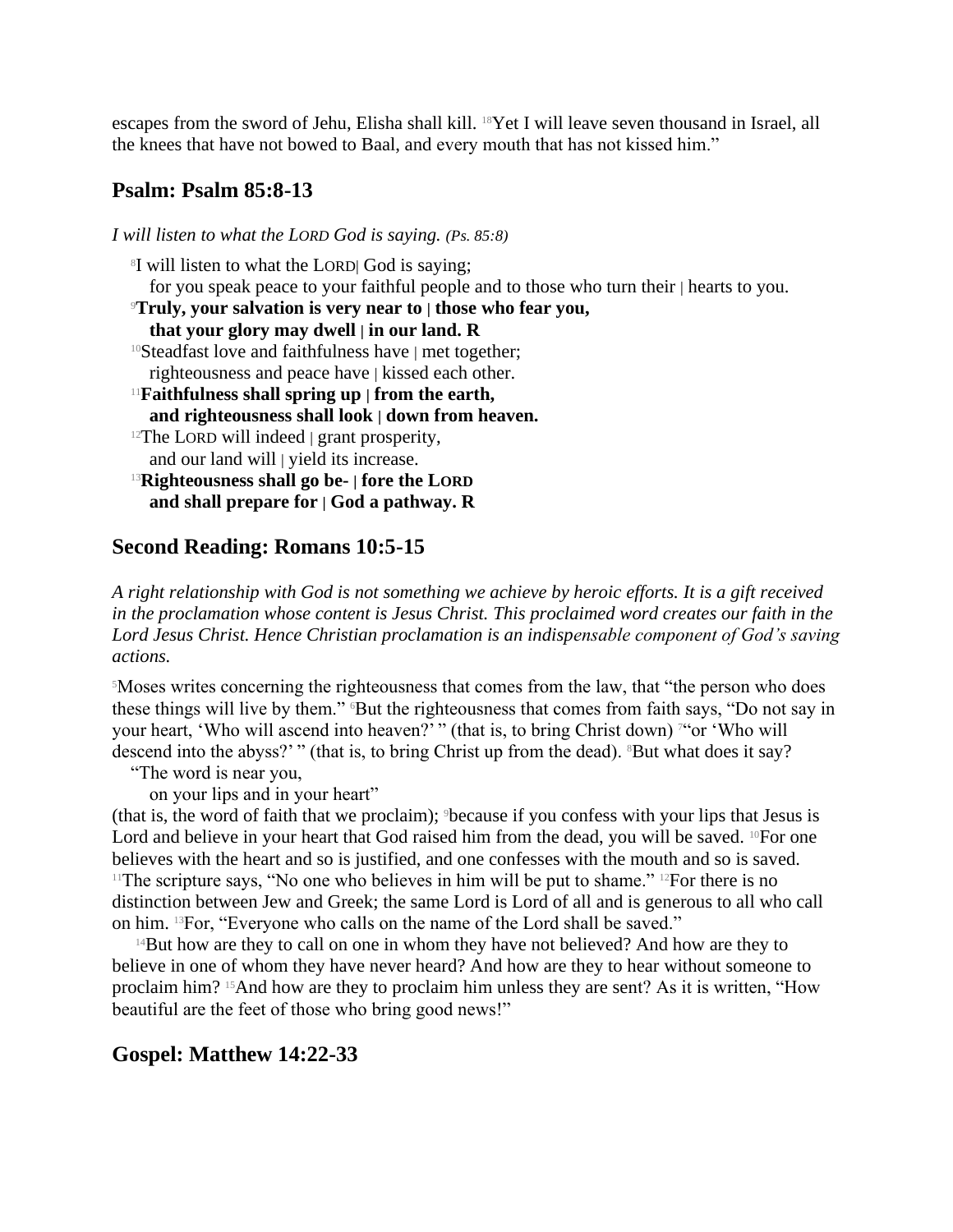escapes from the sword of Jehu, Elisha shall kill. [18]Yet I will leave seven thousand in Israel, all the knees that have not bowed to Baal, and every mouth that has not kissed him."

## Psalm: Psalm 85:8-13

*I will listen to what the LORD God is saying. (Ps. 85:8)*

[8]I will listen to what the LORD| God is saying;
for you speak peace to your faithful people and to those who turn their | hearts to you.
[9]**Truly, your salvation is very near to | those who fear you,**
**that your glory may dwell | in our land. R**
[10]Steadfast love and faithfulness have | met together;
righteousness and peace have | kissed each other.
[11]**Faithfulness shall spring up | from the earth,**
**and righteousness shall look | down from heaven.**
[12]The LORD will indeed | grant prosperity,
and our land will | yield its increase.
[13]**Righteousness shall go be- | fore the LORD**
**and shall prepare for | God a pathway. R**

## Second Reading: Romans 10:5-15

*A right relationship with God is not something we achieve by heroic efforts. It is a gift received in the proclamation whose content is Jesus Christ. This proclaimed word creates our faith in the Lord Jesus Christ. Hence Christian proclamation is an indispensable component of God's saving actions.*

[5]Moses writes concerning the righteousness that comes from the law, that "the person who does these things will live by them." [6]But the righteousness that comes from faith says, "Do not say in your heart, 'Who will ascend into heaven?' " (that is, to bring Christ down) [7]"or 'Who will descend into the abyss?' " (that is, to bring Christ up from the dead). [8]But what does it say?
"The word is near you,
on your lips and in your heart"
(that is, the word of faith that we proclaim); [9]because if you confess with your lips that Jesus is Lord and believe in your heart that God raised him from the dead, you will be saved. [10]For one believes with the heart and so is justified, and one confesses with the mouth and so is saved. [11]The scripture says, "No one who believes in him will be put to shame." [12]For there is no distinction between Jew and Greek; the same Lord is Lord of all and is generous to all who call on him. [13]For, "Everyone who calls on the name of the Lord shall be saved."

[14]But how are they to call on one in whom they have not believed? And how are they to believe in one of whom they have never heard? And how are they to hear without someone to proclaim him? [15]And how are they to proclaim him unless they are sent? As it is written, "How beautiful are the feet of those who bring good news!"

## Gospel: Matthew 14:22-33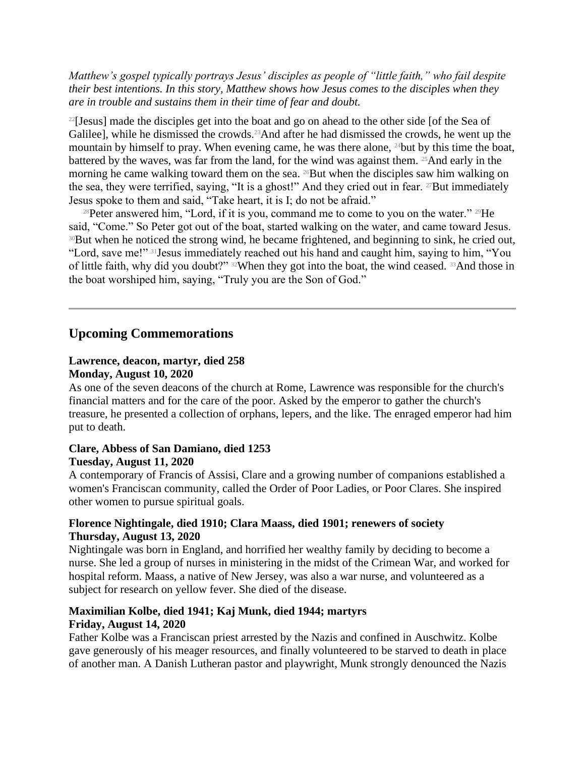*Matthew's gospel typically portrays Jesus' disciples as people of "little faith," who fail despite their best intentions. In this story, Matthew shows how Jesus comes to the disciples when they are in trouble and sustains them in their time of fear and doubt.*

[22][Jesus] made the disciples get into the boat and go on ahead to the other side [of the Sea of Galilee], while he dismissed the crowds.[23]And after he had dismissed the crowds, he went up the mountain by himself to pray. When evening came, he was there alone, [24]but by this time the boat, battered by the waves, was far from the land, for the wind was against them. [25]And early in the morning he came walking toward them on the sea. [26]But when the disciples saw him walking on the sea, they were terrified, saying, "It is a ghost!" And they cried out in fear. [27]But immediately Jesus spoke to them and said, "Take heart, it is I; do not be afraid."

[28]Peter answered him, "Lord, if it is you, command me to come to you on the water." [29]He said, "Come." So Peter got out of the boat, started walking on the water, and came toward Jesus. [30]But when he noticed the strong wind, he became frightened, and beginning to sink, he cried out, "Lord, save me!" [31]Jesus immediately reached out his hand and caught him, saying to him, "You of little faith, why did you doubt?" [32]When they got into the boat, the wind ceased. [33]And those in the boat worshiped him, saying, "Truly you are the Son of God."

---

## Upcoming Commemorations

**Lawrence, deacon, martyr, died 258**
**Monday, August 10, 2020**
As one of the seven deacons of the church at Rome, Lawrence was responsible for the church's financial matters and for the care of the poor. Asked by the emperor to gather the church's treasure, he presented a collection of orphans, lepers, and the like. The enraged emperor had him put to death.

**Clare, Abbess of San Damiano, died 1253**
**Tuesday, August 11, 2020**
A contemporary of Francis of Assisi, Clare and a growing number of companions established a women's Franciscan community, called the Order of Poor Ladies, or Poor Clares. She inspired other women to pursue spiritual goals.

**Florence Nightingale, died 1910; Clara Maass, died 1901; renewers of society**
**Thursday, August 13, 2020**
Nightingale was born in England, and horrified her wealthy family by deciding to become a nurse. She led a group of nurses in ministering in the midst of the Crimean War, and worked for hospital reform. Maass, a native of New Jersey, was also a war nurse, and volunteered as a subject for research on yellow fever. She died of the disease.

**Maximilian Kolbe, died 1941; Kaj Munk, died 1944; martyrs**
**Friday, August 14, 2020**
Father Kolbe was a Franciscan priest arrested by the Nazis and confined in Auschwitz. Kolbe gave generously of his meager resources, and finally volunteered to be starved to death in place of another man. A Danish Lutheran pastor and playwright, Munk strongly denounced the Nazis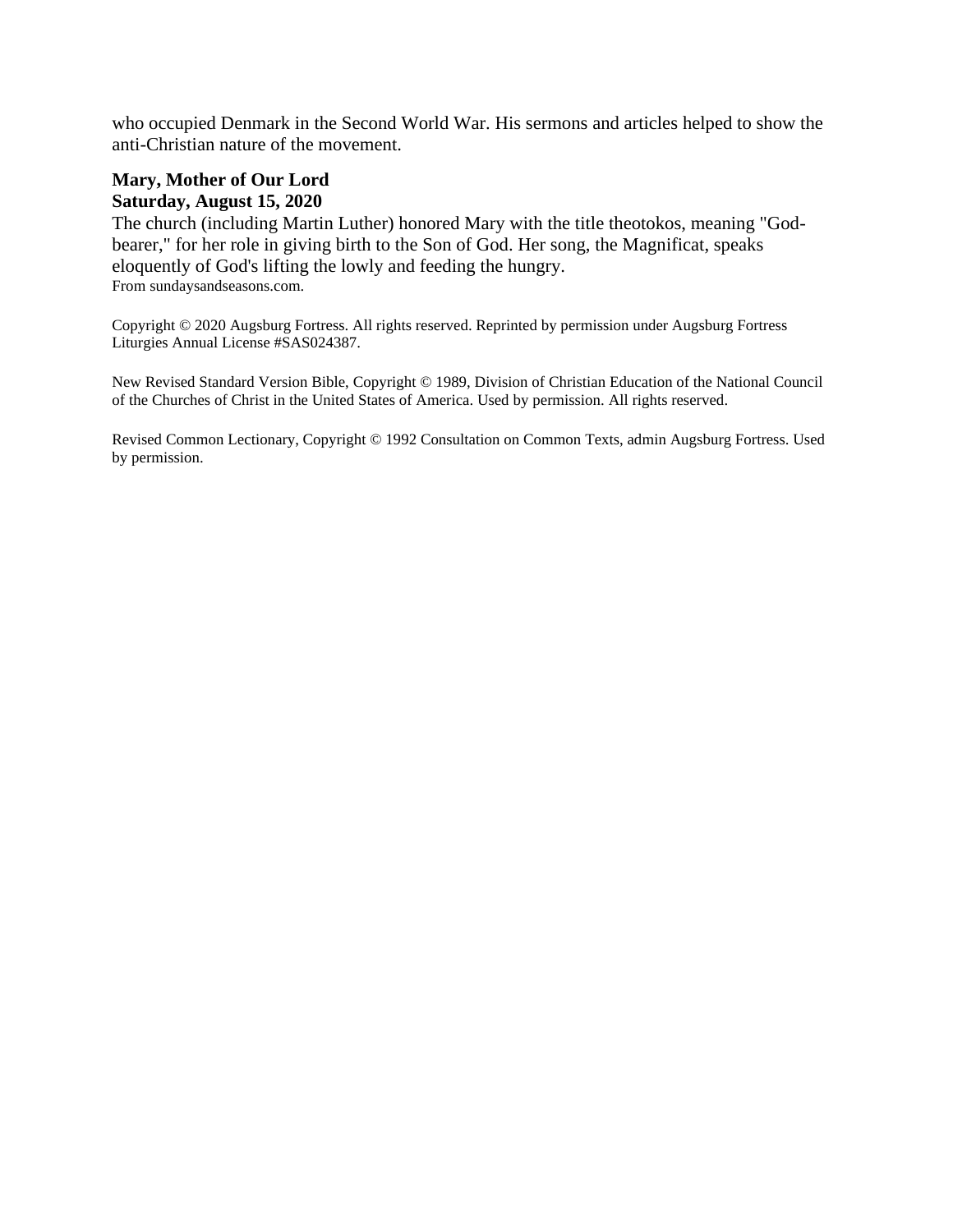who occupied Denmark in the Second World War. His sermons and articles helped to show the anti-Christian nature of the movement.

**Mary, Mother of Our Lord**
**Saturday, August 15, 2020**

The church (including Martin Luther) honored Mary with the title theotokos, meaning "God-bearer," for her role in giving birth to the Son of God. Her song, the Magnificat, speaks eloquently of God's lifting the lowly and feeding the hungry.
From sundaysandseasons.com.

Copyright © 2020 Augsburg Fortress. All rights reserved. Reprinted by permission under Augsburg Fortress Liturgies Annual License #SAS024387.

New Revised Standard Version Bible, Copyright © 1989, Division of Christian Education of the National Council of the Churches of Christ in the United States of America. Used by permission. All rights reserved.

Revised Common Lectionary, Copyright © 1992 Consultation on Common Texts, admin Augsburg Fortress. Used by permission.